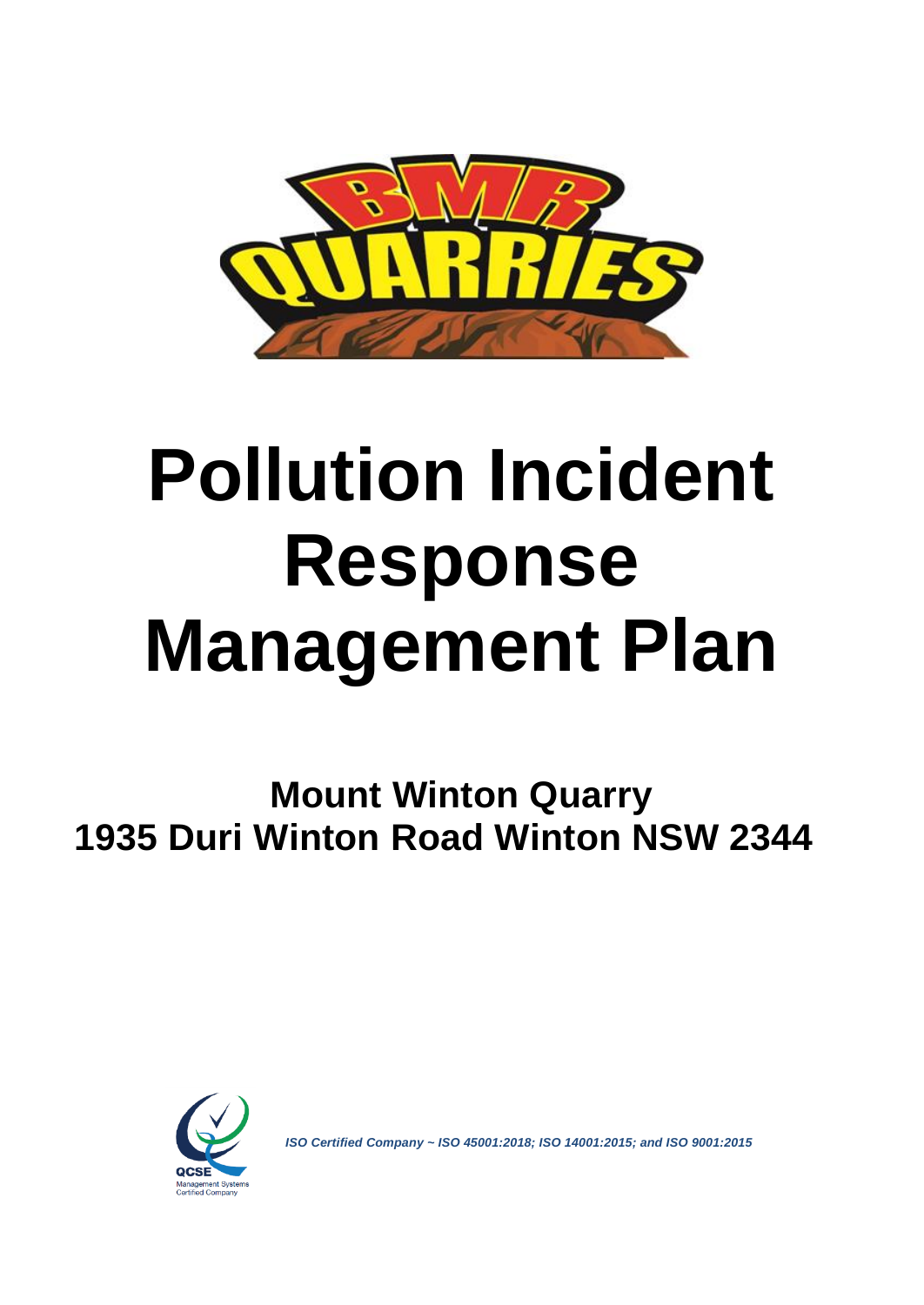# Pollution Incident Response Management Plan

## Mount Winton Quarry
## 1935 Duri Winton Road Winton NSW 2344

QCSE
Management Systems
Certified Company

*ISO Certified Company ~ ISO 45001:2018; ISO 14001:2015; and ISO 9001:2015*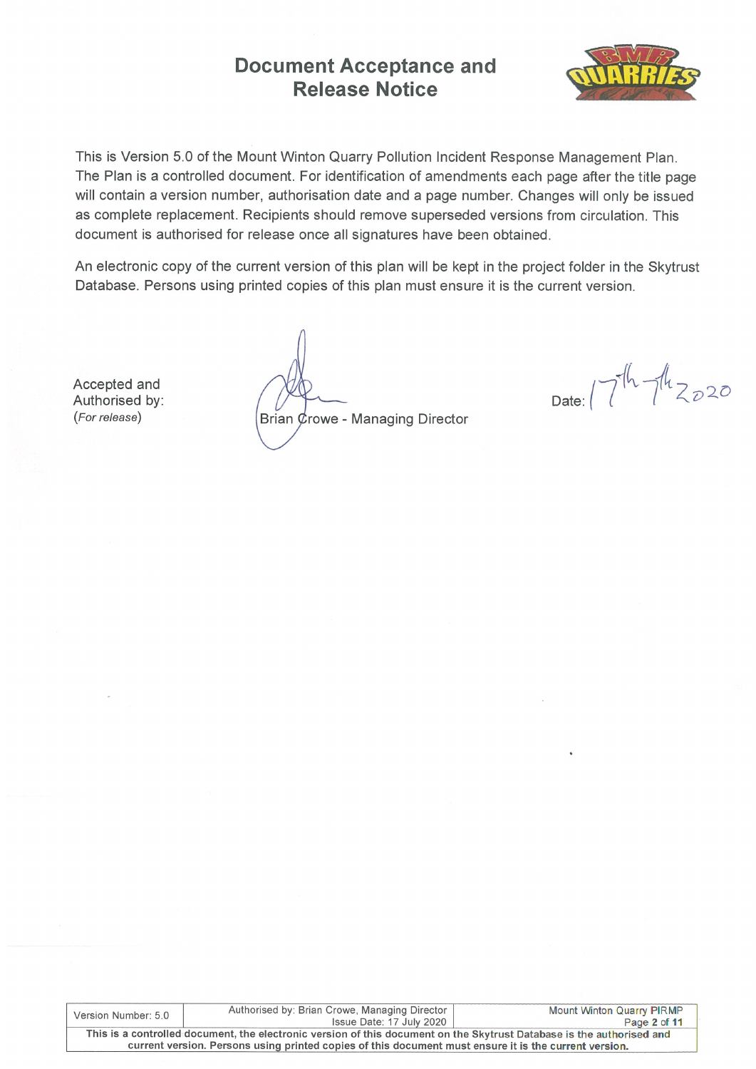# Document Acceptance and Release Notice

This is Version 5.0 of the Mount Winton Quarry Pollution Incident Response Management Plan. The Plan is a controlled document. For identification of amendments each page after the title page will contain a version number, authorisation date and a page number. Changes will only be issued as complete replacement. Recipients should remove superseded versions from circulation. This document is authorised for release once all signatures have been obtained.

An electronic copy of the current version of this plan will be kept in the project folder in the Skytrust Database. Persons using printed copies of this plan must ensure it is the current version.

| | | |
|---|---|---|
| Accepted and Authorised by: (*For release*) | Brian Crowe - Managing Director | Date: 17th 7th 2020 |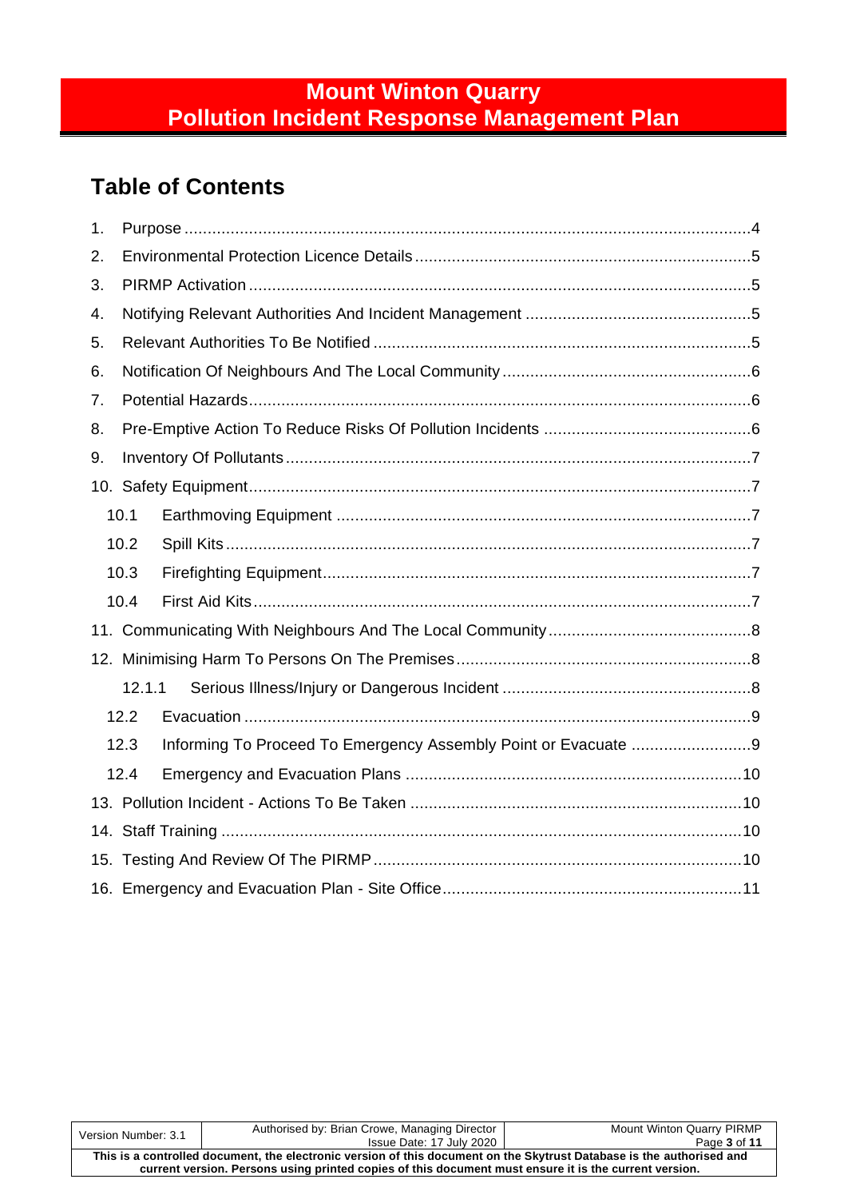## Table of Contents

1. Purpose .......... 4
2. Environmental Protection Licence Details .......... 5
3. PIRMP Activation .......... 5
4. Notifying Relevant Authorities And Incident Management .......... 5
5. Relevant Authorities To Be Notified .......... 5
6. Notification Of Neighbours And The Local Community .......... 6
7. Potential Hazards .......... 6
8. Pre-Emptive Action To Reduce Risks Of Pollution Incidents .......... 6
9. Inventory Of Pollutants .......... 7
10. Safety Equipment .......... 7
    - 10.1 Earthmoving Equipment .......... 7
    - 10.2 Spill Kits .......... 7
    - 10.3 Firefighting Equipment .......... 7
    - 10.4 First Aid Kits .......... 7
11. Communicating With Neighbours And The Local Community .......... 8
12. Minimising Harm To Persons On The Premises .......... 8
    - 12.1.1 Serious Illness/Injury or Dangerous Incident .......... 8
    - 12.2 Evacuation .......... 9
    - 12.3 Informing To Proceed To Emergency Assembly Point or Evacuate .......... 9
    - 12.4 Emergency and Evacuation Plans .......... 10
13. Pollution Incident - Actions To Be Taken .......... 10
14. Staff Training .......... 10
15. Testing And Review Of The PIRMP .......... 10
16. Emergency and Evacuation Plan - Site Office .......... 11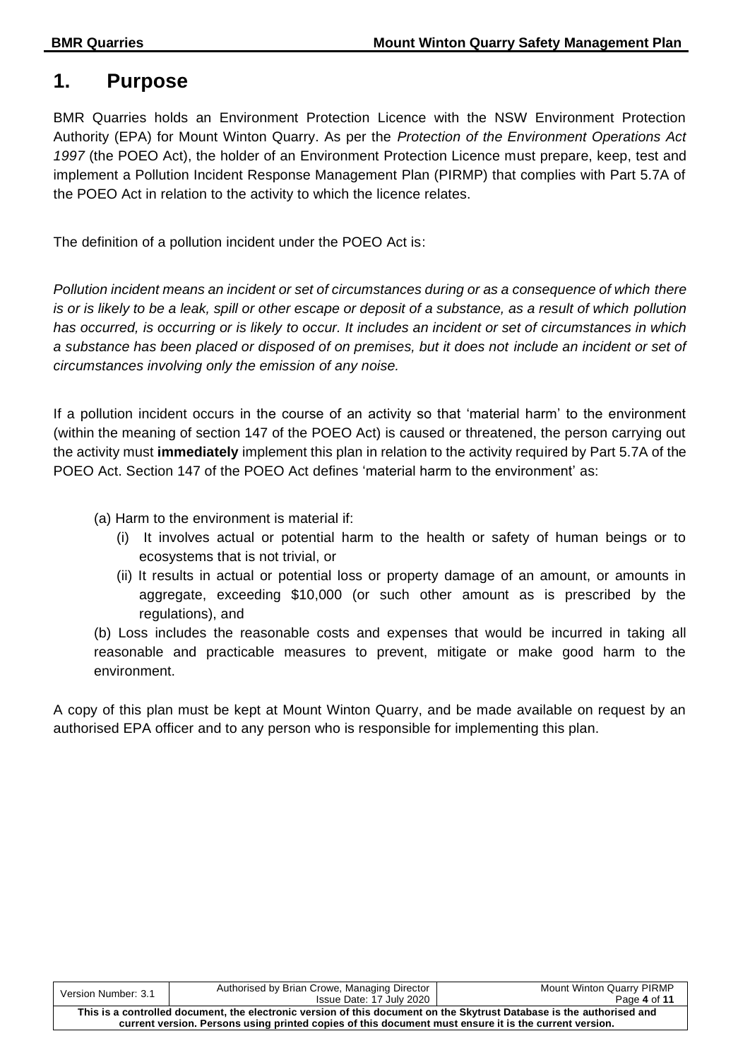# 1. Purpose

BMR Quarries holds an Environment Protection Licence with the NSW Environment Protection Authority (EPA) for Mount Winton Quarry. As per the *Protection of the Environment Operations Act 1997* (the POEO Act), the holder of an Environment Protection Licence must prepare, keep, test and implement a Pollution Incident Response Management Plan (PIRMP) that complies with Part 5.7A of the POEO Act in relation to the activity to which the licence relates.

The definition of a pollution incident under the POEO Act is:

*Pollution incident means an incident or set of circumstances during or as a consequence of which there is or is likely to be a leak, spill or other escape or deposit of a substance, as a result of which pollution has occurred, is occurring or is likely to occur. It includes an incident or set of circumstances in which a substance has been placed or disposed of on premises, but it does not include an incident or set of circumstances involving only the emission of any noise.*

If a pollution incident occurs in the course of an activity so that 'material harm' to the environment (within the meaning of section 147 of the POEO Act) is caused or threatened, the person carrying out the activity must **immediately** implement this plan in relation to the activity required by Part 5.7A of the POEO Act. Section 147 of the POEO Act defines 'material harm to the environment' as:

(a) Harm to the environment is material if:

- (i) It involves actual or potential harm to the health or safety of human beings or to ecosystems that is not trivial, or
- (ii) It results in actual or potential loss or property damage of an amount, or amounts in aggregate, exceeding $10,000 (or such other amount as is prescribed by the regulations), and

(b) Loss includes the reasonable costs and expenses that would be incurred in taking all reasonable and practicable measures to prevent, mitigate or make good harm to the environment.

A copy of this plan must be kept at Mount Winton Quarry, and be made available on request by an authorised EPA officer and to any person who is responsible for implementing this plan.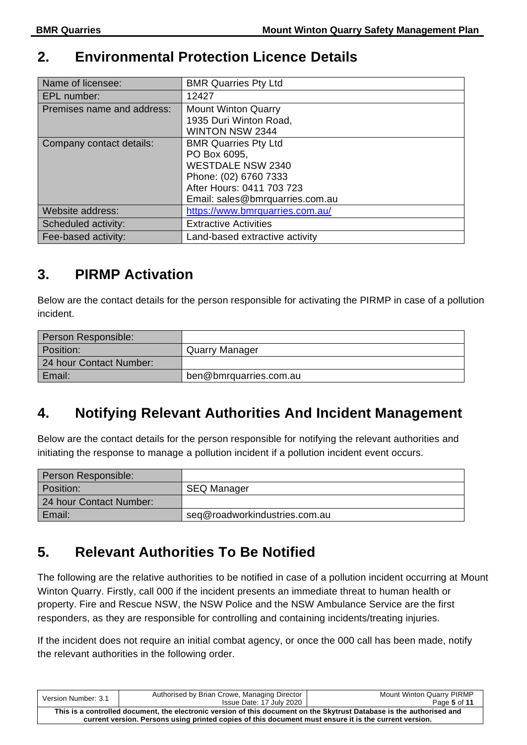## 2. Environmental Protection Licence Details

| | |
|---|---|
| Name of licensee: | BMR Quarries Pty Ltd |
| EPL number: | 12427 |
| Premises name and address: | Mount Winton Quarry<br>1935 Duri Winton Road,<br>WINTON NSW 2344 |
| Company contact details: | BMR Quarries Pty Ltd<br>PO Box 6095,<br>WESTDALE NSW 2340<br>Phone: (02) 6760 7333<br>After Hours: 0411 703 723<br>Email: sales@bmrquarries.com.au |
| Website address: | https://www.bmrquarries.com.au/ |
| Scheduled activity: | Extractive Activities |
| Fee-based activity: | Land-based extractive activity |

## 3. PIRMP Activation

Below are the contact details for the person responsible for activating the PIRMP in case of a pollution incident.

| | |
|---|---|
| Person Responsible: | |
| Position: | Quarry Manager |
| 24 hour Contact Number: | |
| Email: | ben@bmrquarries.com.au |

## 4. Notifying Relevant Authorities And Incident Management

Below are the contact details for the person responsible for notifying the relevant authorities and initiating the response to manage a pollution incident if a pollution incident event occurs.

| | |
|---|---|
| Person Responsible: | |
| Position: | SEQ Manager |
| 24 hour Contact Number: | |
| Email: | seq@roadworkindustries.com.au |

## 5. Relevant Authorities To Be Notified

The following are the relative authorities to be notified in case of a pollution incident occurring at Mount Winton Quarry. Firstly, call 000 if the incident presents an immediate threat to human health or property. Fire and Rescue NSW, the NSW Police and the NSW Ambulance Service are the first responders, as they are responsible for controlling and containing incidents/treating injuries.

If the incident does not require an initial combat agency, or once the 000 call has been made, notify the relevant authorities in the following order.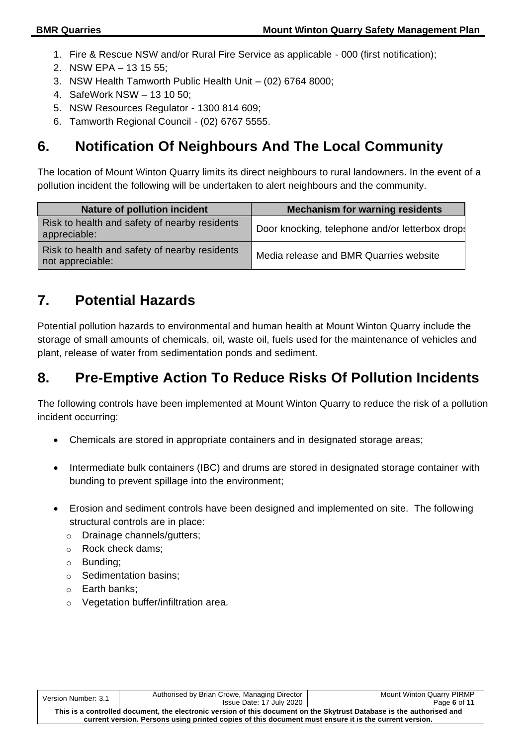1. Fire & Rescue NSW and/or Rural Fire Service as applicable - 000 (first notification);
2. NSW EPA – 13 15 55;
3. NSW Health Tamworth Public Health Unit – (02) 6764 8000;
4. SafeWork NSW – 13 10 50;
5. NSW Resources Regulator - 1300 814 609;
6. Tamworth Regional Council - (02) 6767 5555.

# 6. Notification Of Neighbours And The Local Community

The location of Mount Winton Quarry limits its direct neighbours to rural landowners. In the event of a pollution incident the following will be undertaken to alert neighbours and the community.

| Nature of pollution incident | Mechanism for warning residents |
|---|---|
| Risk to health and safety of nearby residents appreciable: | Door knocking, telephone and/or letterbox drops |
| Risk to health and safety of nearby residents not appreciable: | Media release and BMR Quarries website |

# 7. Potential Hazards

Potential pollution hazards to environmental and human health at Mount Winton Quarry include the storage of small amounts of chemicals, oil, waste oil, fuels used for the maintenance of vehicles and plant, release of water from sedimentation ponds and sediment.

# 8. Pre-Emptive Action To Reduce Risks Of Pollution Incidents

The following controls have been implemented at Mount Winton Quarry to reduce the risk of a pollution incident occurring:

- Chemicals are stored in appropriate containers and in designated storage areas;
- Intermediate bulk containers (IBC) and drums are stored in designated storage container with bunding to prevent spillage into the environment;
- Erosion and sediment controls have been designed and implemented on site. The following structural controls are in place:
  - Drainage channels/gutters;
  - Rock check dams;
  - Bunding;
  - Sedimentation basins;
  - Earth banks;
  - Vegetation buffer/infiltration area.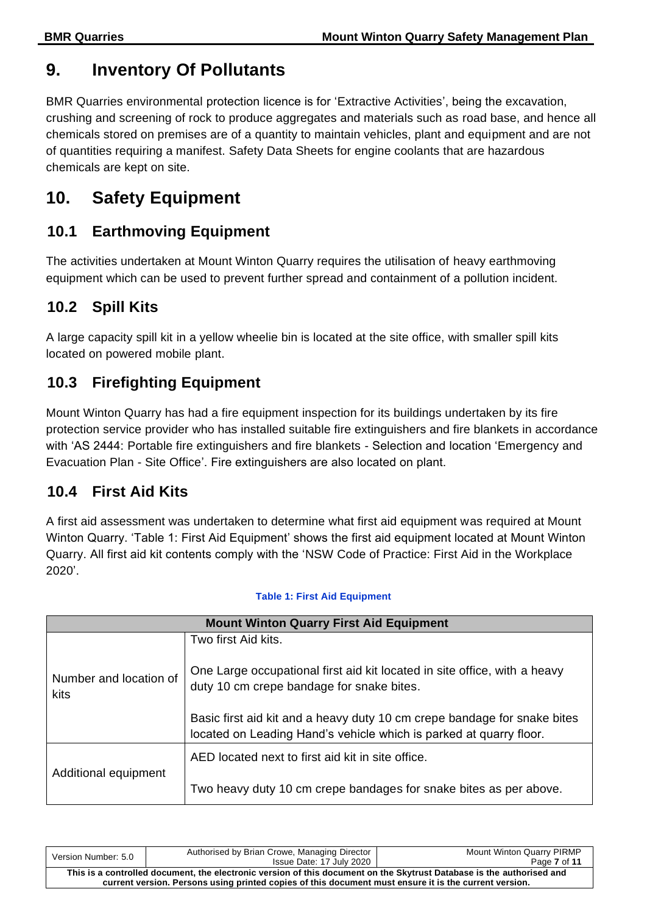# 9. Inventory Of Pollutants

BMR Quarries environmental protection licence is for 'Extractive Activities', being the excavation, crushing and screening of rock to produce aggregates and materials such as road base, and hence all chemicals stored on premises are of a quantity to maintain vehicles, plant and equipment and are not of quantities requiring a manifest. Safety Data Sheets for engine coolants that are hazardous chemicals are kept on site.

# 10. Safety Equipment

## 10.1 Earthmoving Equipment

The activities undertaken at Mount Winton Quarry requires the utilisation of heavy earthmoving equipment which can be used to prevent further spread and containment of a pollution incident.

## 10.2 Spill Kits

A large capacity spill kit in a yellow wheelie bin is located at the site office, with smaller spill kits located on powered mobile plant.

## 10.3 Firefighting Equipment

Mount Winton Quarry has had a fire equipment inspection for its buildings undertaken by its fire protection service provider who has installed suitable fire extinguishers and fire blankets in accordance with 'AS 2444: Portable fire extinguishers and fire blankets - Selection and location 'Emergency and Evacuation Plan - Site Office'. Fire extinguishers are also located on plant.

## 10.4 First Aid Kits

A first aid assessment was undertaken to determine what first aid equipment was required at Mount Winton Quarry. 'Table 1: First Aid Equipment' shows the first aid equipment located at Mount Winton Quarry. All first aid kit contents comply with the 'NSW Code of Practice: First Aid in the Workplace 2020'.

**Table 1: First Aid Equipment**

| Mount Winton Quarry First Aid Equipment | |
|---|---|
| Number and location of kits | Two first Aid kits.<br><br>One Large occupational first aid kit located in site office, with a heavy duty 10 cm crepe bandage for snake bites.<br><br>Basic first aid kit and a heavy duty 10 cm crepe bandage for snake bites located on Leading Hand's vehicle which is parked at quarry floor. |
| Additional equipment | AED located next to first aid kit in site office.<br><br>Two heavy duty 10 cm crepe bandages for snake bites as per above. |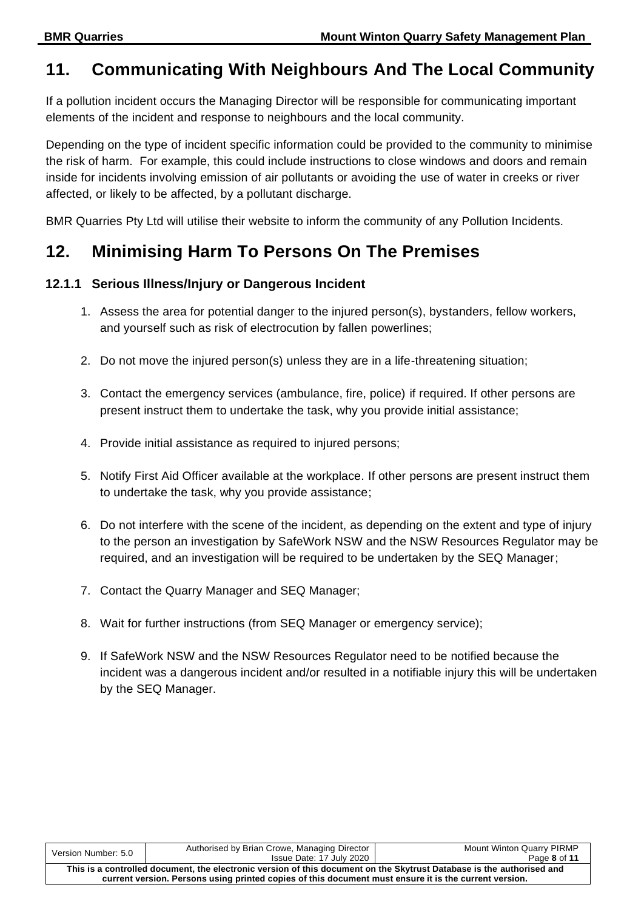# 11. Communicating With Neighbours And The Local Community

If a pollution incident occurs the Managing Director will be responsible for communicating important elements of the incident and response to neighbours and the local community.

Depending on the type of incident specific information could be provided to the community to minimise the risk of harm. For example, this could include instructions to close windows and doors and remain inside for incidents involving emission of air pollutants or avoiding the use of water in creeks or river affected, or likely to be affected, by a pollutant discharge.

BMR Quarries Pty Ltd will utilise their website to inform the community of any Pollution Incidents.

# 12. Minimising Harm To Persons On The Premises

### 12.1.1 Serious Illness/Injury or Dangerous Incident

1. Assess the area for potential danger to the injured person(s), bystanders, fellow workers, and yourself such as risk of electrocution by fallen powerlines;
2. Do not move the injured person(s) unless they are in a life-threatening situation;
3. Contact the emergency services (ambulance, fire, police) if required. If other persons are present instruct them to undertake the task, why you provide initial assistance;
4. Provide initial assistance as required to injured persons;
5. Notify First Aid Officer available at the workplace. If other persons are present instruct them to undertake the task, why you provide assistance;
6. Do not interfere with the scene of the incident, as depending on the extent and type of injury to the person an investigation by SafeWork NSW and the NSW Resources Regulator may be required, and an investigation will be required to be undertaken by the SEQ Manager;
7. Contact the Quarry Manager and SEQ Manager;
8. Wait for further instructions (from SEQ Manager or emergency service);
9. If SafeWork NSW and the NSW Resources Regulator need to be notified because the incident was a dangerous incident and/or resulted in a notifiable injury this will be undertaken by the SEQ Manager.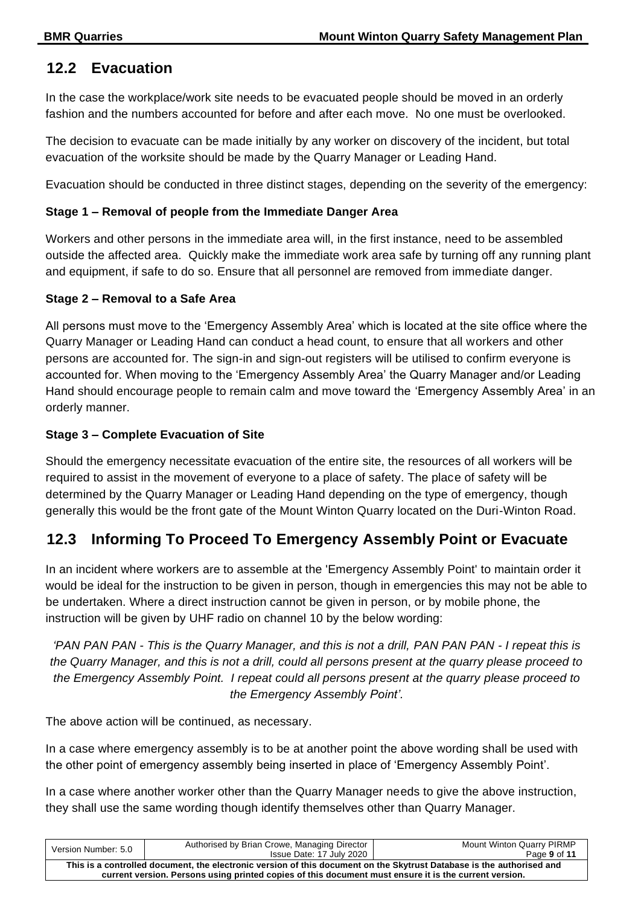## 12.2 Evacuation

In the case the workplace/work site needs to be evacuated people should be moved in an orderly fashion and the numbers accounted for before and after each move. No one must be overlooked.

The decision to evacuate can be made initially by any worker on discovery of the incident, but total evacuation of the worksite should be made by the Quarry Manager or Leading Hand.

Evacuation should be conducted in three distinct stages, depending on the severity of the emergency:

**Stage 1 – Removal of people from the Immediate Danger Area**

Workers and other persons in the immediate area will, in the first instance, need to be assembled outside the affected area. Quickly make the immediate work area safe by turning off any running plant and equipment, if safe to do so. Ensure that all personnel are removed from immediate danger.

**Stage 2 – Removal to a Safe Area**

All persons must move to the 'Emergency Assembly Area' which is located at the site office where the Quarry Manager or Leading Hand can conduct a head count, to ensure that all workers and other persons are accounted for. The sign-in and sign-out registers will be utilised to confirm everyone is accounted for. When moving to the 'Emergency Assembly Area' the Quarry Manager and/or Leading Hand should encourage people to remain calm and move toward the 'Emergency Assembly Area' in an orderly manner.

**Stage 3 – Complete Evacuation of Site**

Should the emergency necessitate evacuation of the entire site, the resources of all workers will be required to assist in the movement of everyone to a place of safety. The place of safety will be determined by the Quarry Manager or Leading Hand depending on the type of emergency, though generally this would be the front gate of the Mount Winton Quarry located on the Duri-Winton Road.

## 12.3 Informing To Proceed To Emergency Assembly Point or Evacuate

In an incident where workers are to assemble at the 'Emergency Assembly Point' to maintain order it would be ideal for the instruction to be given in person, though in emergencies this may not be able to be undertaken. Where a direct instruction cannot be given in person, or by mobile phone, the instruction will be given by UHF radio on channel 10 by the below wording:

*'PAN PAN PAN - This is the Quarry Manager, and this is not a drill, PAN PAN PAN - I repeat this is the Quarry Manager, and this is not a drill, could all persons present at the quarry please proceed to the Emergency Assembly Point. I repeat could all persons present at the quarry please proceed to the Emergency Assembly Point'.*

The above action will be continued, as necessary.

In a case where emergency assembly is to be at another point the above wording shall be used with the other point of emergency assembly being inserted in place of 'Emergency Assembly Point'.

In a case where another worker other than the Quarry Manager needs to give the above instruction, they shall use the same wording though identify themselves other than Quarry Manager.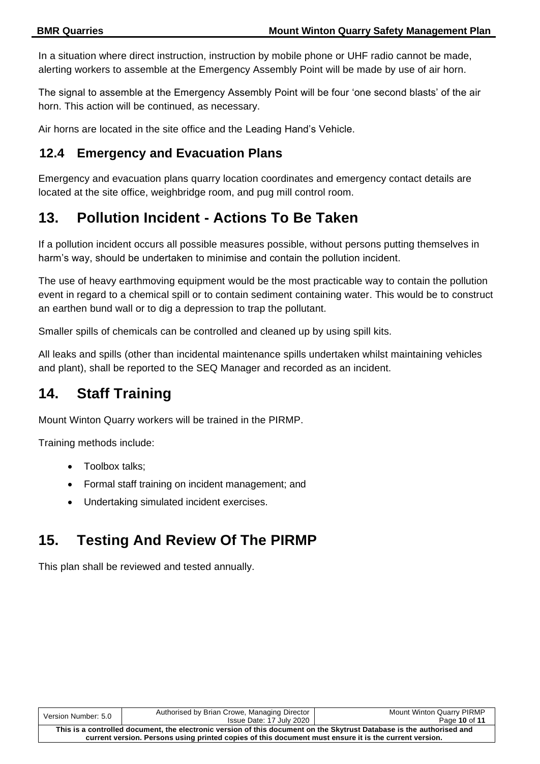In a situation where direct instruction, instruction by mobile phone or UHF radio cannot be made, alerting workers to assemble at the Emergency Assembly Point will be made by use of air horn.

The signal to assemble at the Emergency Assembly Point will be four 'one second blasts' of the air horn. This action will be continued, as necessary.

Air horns are located in the site office and the Leading Hand's Vehicle.

## 12.4 Emergency and Evacuation Plans

Emergency and evacuation plans quarry location coordinates and emergency contact details are located at the site office, weighbridge room, and pug mill control room.

# 13. Pollution Incident - Actions To Be Taken

If a pollution incident occurs all possible measures possible, without persons putting themselves in harm's way, should be undertaken to minimise and contain the pollution incident.

The use of heavy earthmoving equipment would be the most practicable way to contain the pollution event in regard to a chemical spill or to contain sediment containing water. This would be to construct an earthen bund wall or to dig a depression to trap the pollutant.

Smaller spills of chemicals can be controlled and cleaned up by using spill kits.

All leaks and spills (other than incidental maintenance spills undertaken whilst maintaining vehicles and plant), shall be reported to the SEQ Manager and recorded as an incident.

# 14. Staff Training

Mount Winton Quarry workers will be trained in the PIRMP.

Training methods include:

- Toolbox talks;
- Formal staff training on incident management; and
- Undertaking simulated incident exercises.

# 15. Testing And Review Of The PIRMP

This plan shall be reviewed and tested annually.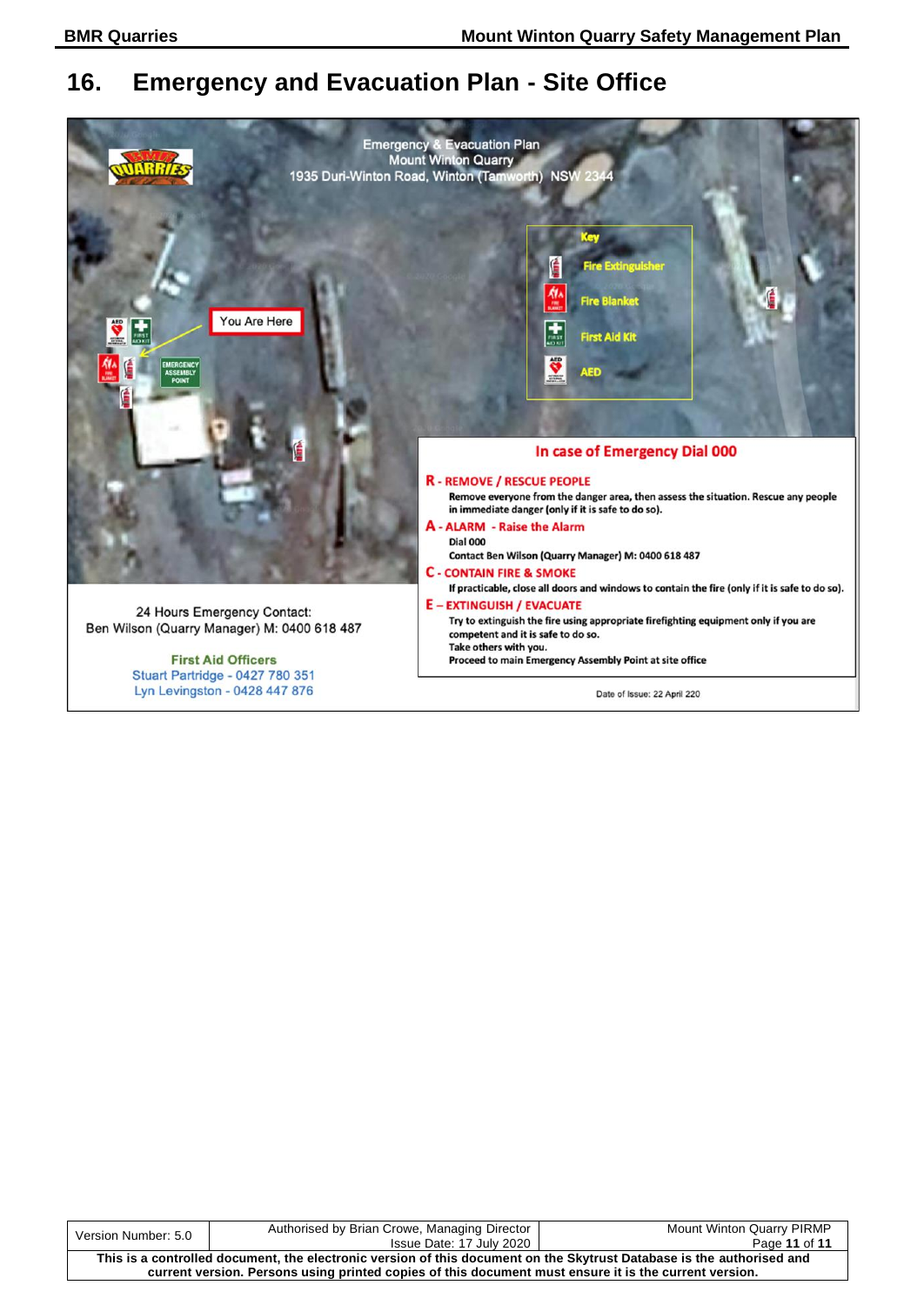## 16. Emergency and Evacuation Plan - Site Office

Emergency & Evacuation Plan
Mount Winton Quarry
1935 Duri-Winton Road, Winton (Tamworth) NSW 2344

Key
Fire Extinguisher
Fire Blanket
First Aid Kit
AED

You Are Here

EMERGENCY ASSEMBLY POINT

**In case of Emergency Dial 000**

**R - REMOVE / RESCUE PEOPLE**
Remove everyone from the danger area, then assess the situation. Rescue any people in immediate danger (only if it is safe to do so).

**A - ALARM - Raise the Alarm**
Dial 000
Contact Ben Wilson (Quarry Manager) M: 0400 618 487

**C - CONTAIN FIRE & SMOKE**
If practicable, close all doors and windows to contain the fire (only if it is safe to do so).

**E – EXTINGUISH / EVACUATE**
Try to extinguish the fire using appropriate firefighting equipment only if you are competent and it is safe to do so.
Take others with you.
Proceed to main Emergency Assembly Point at site office

24 Hours Emergency Contact:
Ben Wilson (Quarry Manager) M: 0400 618 487

**First Aid Officers**
Stuart Partridge - 0427 780 351
Lyn Levingston - 0428 447 876

Date of Issue: 22 April 220